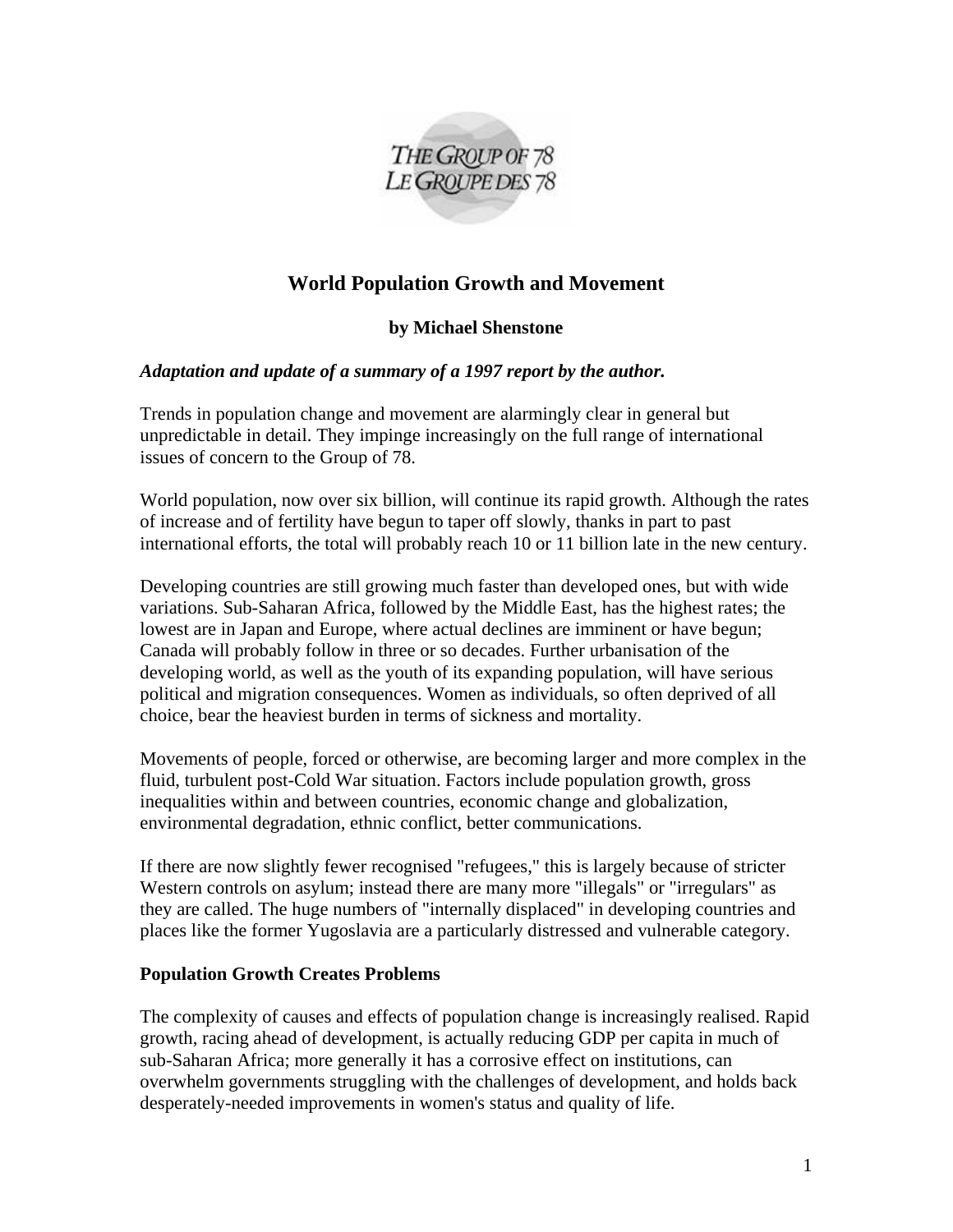THE GROUP OF 78
LE GROUPE DES 78

# World Population Growth and Movement

**by Michael Shenstone**

***Adaptation and update of a summary of a 1997 report by the author.***

Trends in population change and movement are alarmingly clear in general but unpredictable in detail. They impinge increasingly on the full range of international issues of concern to the Group of 78.

World population, now over six billion, will continue its rapid growth. Although the rates of increase and of fertility have begun to taper off slowly, thanks in part to past international efforts, the total will probably reach 10 or 11 billion late in the new century.

Developing countries are still growing much faster than developed ones, but with wide variations. Sub-Saharan Africa, followed by the Middle East, has the highest rates; the lowest are in Japan and Europe, where actual declines are imminent or have begun; Canada will probably follow in three or so decades. Further urbanisation of the developing world, as well as the youth of its expanding population, will have serious political and migration consequences. Women as individuals, so often deprived of all choice, bear the heaviest burden in terms of sickness and mortality.

Movements of people, forced or otherwise, are becoming larger and more complex in the fluid, turbulent post-Cold War situation. Factors include population growth, gross inequalities within and between countries, economic change and globalization, environmental degradation, ethnic conflict, better communications.

If there are now slightly fewer recognised "refugees," this is largely because of stricter Western controls on asylum; instead there are many more "illegals" or "irregulars" as they are called. The huge numbers of "internally displaced" in developing countries and places like the former Yugoslavia are a particularly distressed and vulnerable category.

## Population Growth Creates Problems

The complexity of causes and effects of population change is increasingly realised. Rapid growth, racing ahead of development, is actually reducing GDP per capita in much of sub-Saharan Africa; more generally it has a corrosive effect on institutions, can overwhelm governments struggling with the challenges of development, and holds back desperately-needed improvements in women's status and quality of life.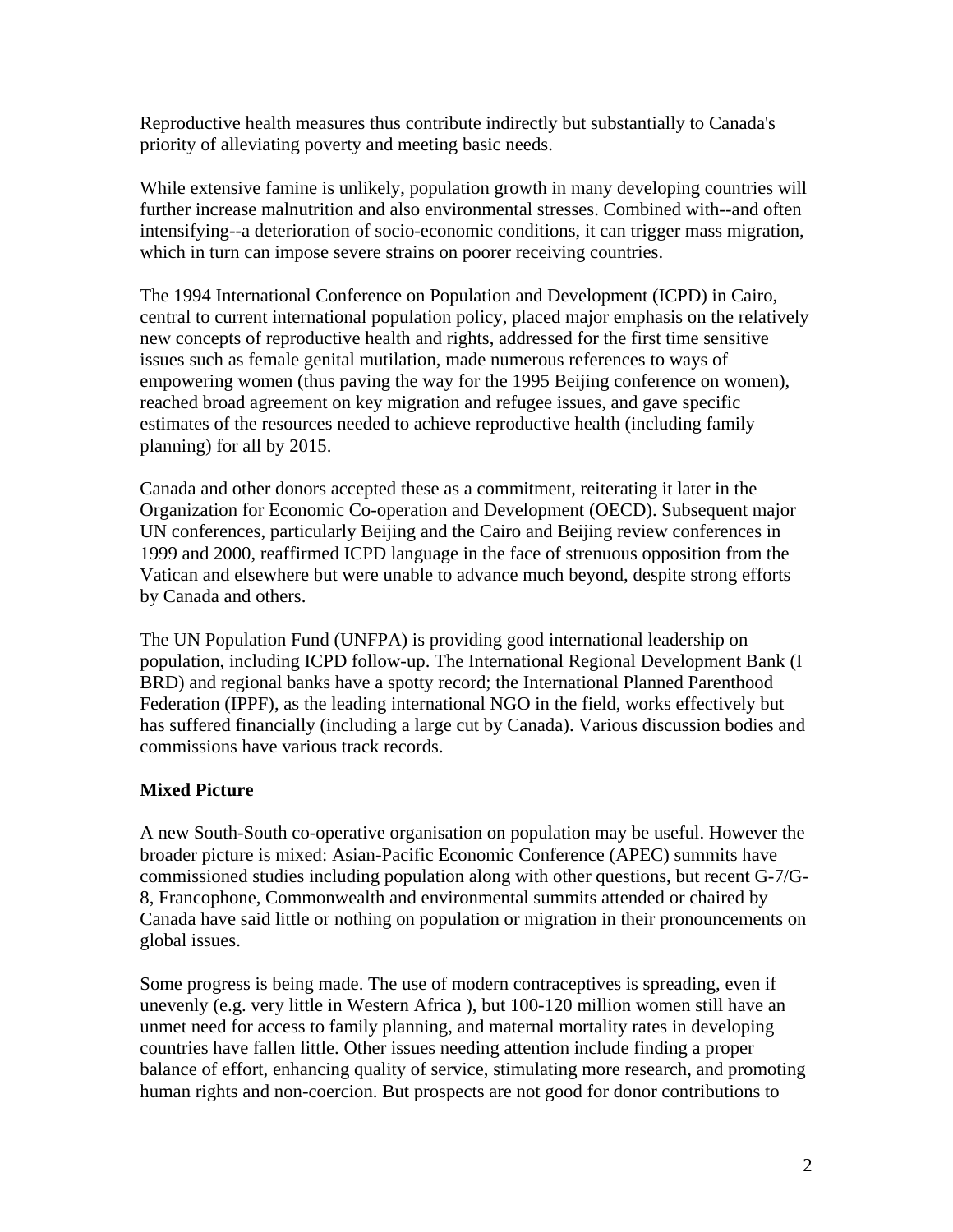Reproductive health measures thus contribute indirectly but substantially to Canada's priority of alleviating poverty and meeting basic needs.

While extensive famine is unlikely, population growth in many developing countries will further increase malnutrition and also environmental stresses. Combined with--and often intensifying--a deterioration of socio-economic conditions, it can trigger mass migration, which in turn can impose severe strains on poorer receiving countries.

The 1994 International Conference on Population and Development (ICPD) in Cairo, central to current international population policy, placed major emphasis on the relatively new concepts of reproductive health and rights, addressed for the first time sensitive issues such as female genital mutilation, made numerous references to ways of empowering women (thus paving the way for the 1995 Beijing conference on women), reached broad agreement on key migration and refugee issues, and gave specific estimates of the resources needed to achieve reproductive health (including family planning) for all by 2015.

Canada and other donors accepted these as a commitment, reiterating it later in the Organization for Economic Co-operation and Development (OECD). Subsequent major UN conferences, particularly Beijing and the Cairo and Beijing review conferences in 1999 and 2000, reaffirmed ICPD language in the face of strenuous opposition from the Vatican and elsewhere but were unable to advance much beyond, despite strong efforts by Canada and others.

The UN Population Fund (UNFPA) is providing good international leadership on population, including ICPD follow-up. The International Regional Development Bank (I BRD) and regional banks have a spotty record; the International Planned Parenthood Federation (IPPF), as the leading international NGO in the field, works effectively but has suffered financially (including a large cut by Canada). Various discussion bodies and commissions have various track records.

**Mixed Picture**

A new South-South co-operative organisation on population may be useful. However the broader picture is mixed: Asian-Pacific Economic Conference (APEC) summits have commissioned studies including population along with other questions, but recent G-7/G-8, Francophone, Commonwealth and environmental summits attended or chaired by Canada have said little or nothing on population or migration in their pronouncements on global issues.

Some progress is being made. The use of modern contraceptives is spreading, even if unevenly (e.g. very little in Western Africa ), but 100-120 million women still have an unmet need for access to family planning, and maternal mortality rates in developing countries have fallen little. Other issues needing attention include finding a proper balance of effort, enhancing quality of service, stimulating more research, and promoting human rights and non-coercion. But prospects are not good for donor contributions to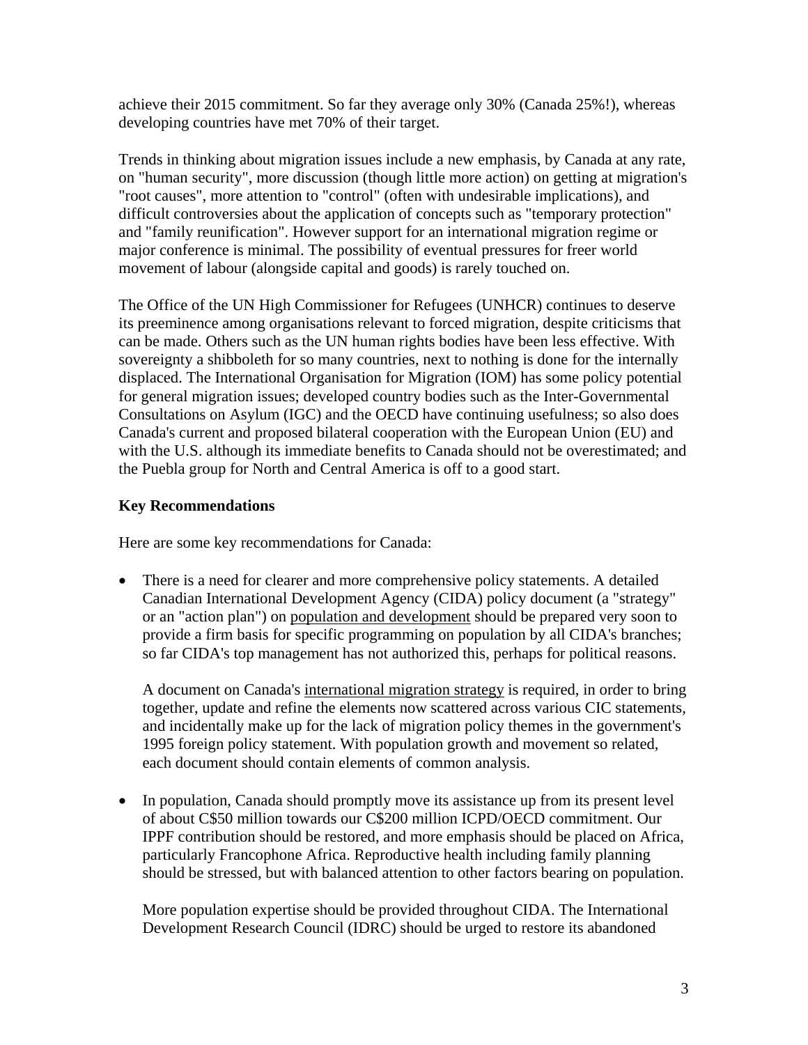achieve their 2015 commitment. So far they average only 30% (Canada 25%!), whereas developing countries have met 70% of their target.

Trends in thinking about migration issues include a new emphasis, by Canada at any rate, on "human security", more discussion (though little more action) on getting at migration's "root causes", more attention to "control" (often with undesirable implications), and difficult controversies about the application of concepts such as "temporary protection" and "family reunification". However support for an international migration regime or major conference is minimal. The possibility of eventual pressures for freer world movement of labour (alongside capital and goods) is rarely touched on.

The Office of the UN High Commissioner for Refugees (UNHCR) continues to deserve its preeminence among organisations relevant to forced migration, despite criticisms that can be made. Others such as the UN human rights bodies have been less effective. With sovereignty a shibboleth for so many countries, next to nothing is done for the internally displaced. The International Organisation for Migration (IOM) has some policy potential for general migration issues; developed country bodies such as the Inter-Governmental Consultations on Asylum (IGC) and the OECD have continuing usefulness; so also does Canada's current and proposed bilateral cooperation with the European Union (EU) and with the U.S. although its immediate benefits to Canada should not be overestimated; and the Puebla group for North and Central America is off to a good start.

**Key Recommendations**

Here are some key recommendations for Canada:

- There is a need for clearer and more comprehensive policy statements. A detailed Canadian International Development Agency (CIDA) policy document (a "strategy" or an "action plan") on population and development should be prepared very soon to provide a firm basis for specific programming on population by all CIDA's branches; so far CIDA's top management has not authorized this, perhaps for political reasons.

  A document on Canada's international migration strategy is required, in order to bring together, update and refine the elements now scattered across various CIC statements, and incidentally make up for the lack of migration policy themes in the government's 1995 foreign policy statement. With population growth and movement so related, each document should contain elements of common analysis.

- In population, Canada should promptly move its assistance up from its present level of about C$50 million towards our C$200 million ICPD/OECD commitment. Our IPPF contribution should be restored, and more emphasis should be placed on Africa, particularly Francophone Africa. Reproductive health including family planning should be stressed, but with balanced attention to other factors bearing on population.

  More population expertise should be provided throughout CIDA. The International Development Research Council (IDRC) should be urged to restore its abandoned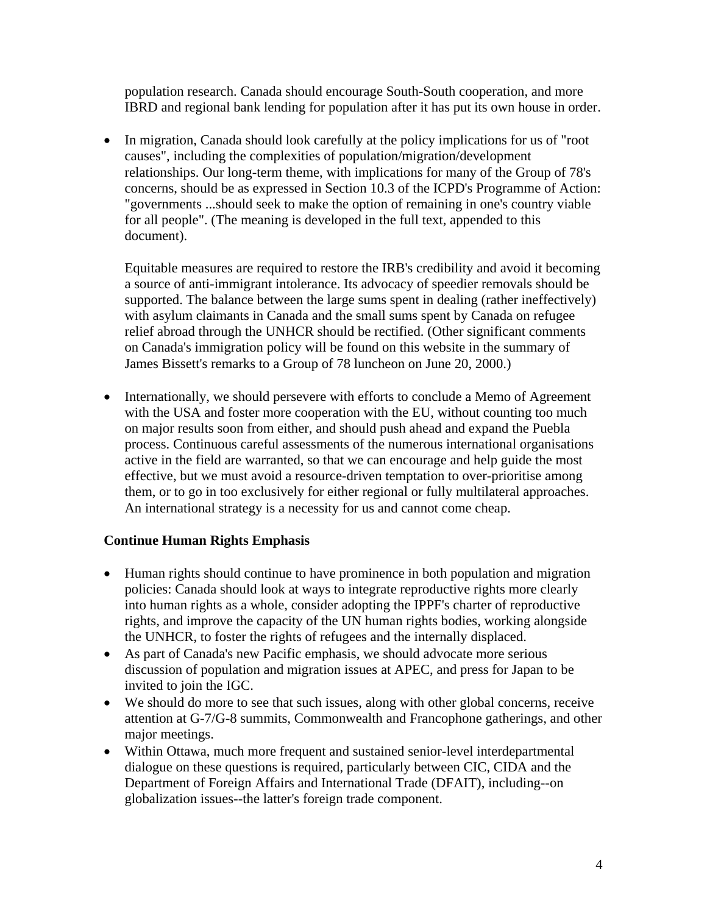population research. Canada should encourage South-South cooperation, and more IBRD and regional bank lending for population after it has put its own house in order.

- In migration, Canada should look carefully at the policy implications for us of "root causes", including the complexities of population/migration/development relationships. Our long-term theme, with implications for many of the Group of 78's concerns, should be as expressed in Section 10.3 of the ICPD's Programme of Action: "governments ...should seek to make the option of remaining in one's country viable for all people". (The meaning is developed in the full text, appended to this document).

  Equitable measures are required to restore the IRB's credibility and avoid it becoming a source of anti-immigrant intolerance. Its advocacy of speedier removals should be supported. The balance between the large sums spent in dealing (rather ineffectively) with asylum claimants in Canada and the small sums spent by Canada on refugee relief abroad through the UNHCR should be rectified. (Other significant comments on Canada's immigration policy will be found on this website in the summary of James Bissett's remarks to a Group of 78 luncheon on June 20, 2000.)

- Internationally, we should persevere with efforts to conclude a Memo of Agreement with the USA and foster more cooperation with the EU, without counting too much on major results soon from either, and should push ahead and expand the Puebla process. Continuous careful assessments of the numerous international organisations active in the field are warranted, so that we can encourage and help guide the most effective, but we must avoid a resource-driven temptation to over-prioritise among them, or to go in too exclusively for either regional or fully multilateral approaches. An international strategy is a necessity for us and cannot come cheap.

**Continue Human Rights Emphasis**

- Human rights should continue to have prominence in both population and migration policies: Canada should look at ways to integrate reproductive rights more clearly into human rights as a whole, consider adopting the IPPF's charter of reproductive rights, and improve the capacity of the UN human rights bodies, working alongside the UNHCR, to foster the rights of refugees and the internally displaced.
- As part of Canada's new Pacific emphasis, we should advocate more serious discussion of population and migration issues at APEC, and press for Japan to be invited to join the IGC.
- We should do more to see that such issues, along with other global concerns, receive attention at G-7/G-8 summits, Commonwealth and Francophone gatherings, and other major meetings.
- Within Ottawa, much more frequent and sustained senior-level interdepartmental dialogue on these questions is required, particularly between CIC, CIDA and the Department of Foreign Affairs and International Trade (DFAIT), including--on globalization issues--the latter's foreign trade component.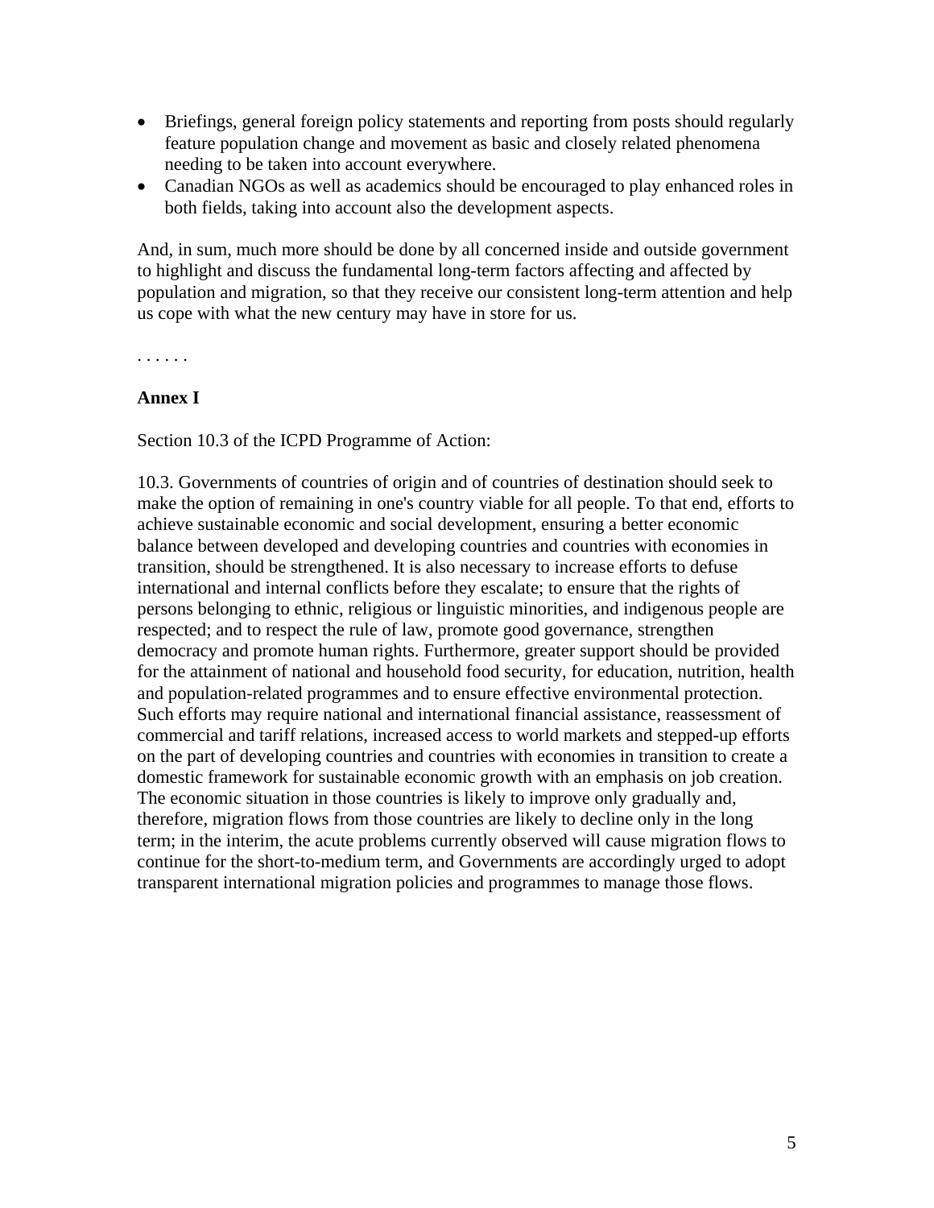- Briefings, general foreign policy statements and reporting from posts should regularly feature population change and movement as basic and closely related phenomena needing to be taken into account everywhere.
- Canadian NGOs as well as academics should be encouraged to play enhanced roles in both fields, taking into account also the development aspects.

And, in sum, much more should be done by all concerned inside and outside government to highlight and discuss the fundamental long-term factors affecting and affected by population and migration, so that they receive our consistent long-term attention and help us cope with what the new century may have in store for us.

. . . . . .

**Annex I**

Section 10.3 of the ICPD Programme of Action:

10.3. Governments of countries of origin and of countries of destination should seek to make the option of remaining in one's country viable for all people. To that end, efforts to achieve sustainable economic and social development, ensuring a better economic balance between developed and developing countries and countries with economies in transition, should be strengthened. It is also necessary to increase efforts to defuse international and internal conflicts before they escalate; to ensure that the rights of persons belonging to ethnic, religious or linguistic minorities, and indigenous people are respected; and to respect the rule of law, promote good governance, strengthen democracy and promote human rights. Furthermore, greater support should be provided for the attainment of national and household food security, for education, nutrition, health and population-related programmes and to ensure effective environmental protection. Such efforts may require national and international financial assistance, reassessment of commercial and tariff relations, increased access to world markets and stepped-up efforts on the part of developing countries and countries with economies in transition to create a domestic framework for sustainable economic growth with an emphasis on job creation. The economic situation in those countries is likely to improve only gradually and, therefore, migration flows from those countries are likely to decline only in the long term; in the interim, the acute problems currently observed will cause migration flows to continue for the short-to-medium term, and Governments are accordingly urged to adopt transparent international migration policies and programmes to manage those flows.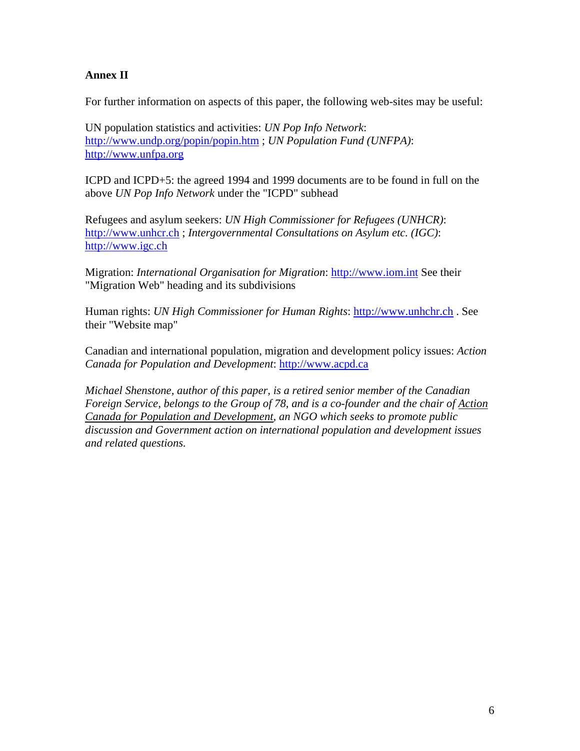**Annex II**

For further information on aspects of this paper, the following web-sites may be useful:

UN population statistics and activities: *UN Pop Info Network*: http://www.undp.org/popin/popin.htm ; *UN Population Fund (UNFPA)*: http://www.unfpa.org

ICPD and ICPD+5: the agreed 1994 and 1999 documents are to be found in full on the above *UN Pop Info Network* under the "ICPD" subhead

Refugees and asylum seekers: *UN High Commissioner for Refugees (UNHCR)*: http://www.unhcr.ch ; *Intergovernmental Consultations on Asylum etc. (IGC)*: http://www.igc.ch

Migration: *International Organisation for Migration*: http://www.iom.int See their "Migration Web" heading and its subdivisions

Human rights: *UN High Commissioner for Human Rights*: http://www.unhchr.ch . See their "Website map"

Canadian and international population, migration and development policy issues: *Action Canada for Population and Development*: http://www.acpd.ca

*Michael Shenstone, author of this paper, is a retired senior member of the Canadian Foreign Service, belongs to the Group of 78, and is a co-founder and the chair of Action Canada for Population and Development, an NGO which seeks to promote public discussion and Government action on international population and development issues and related questions.*